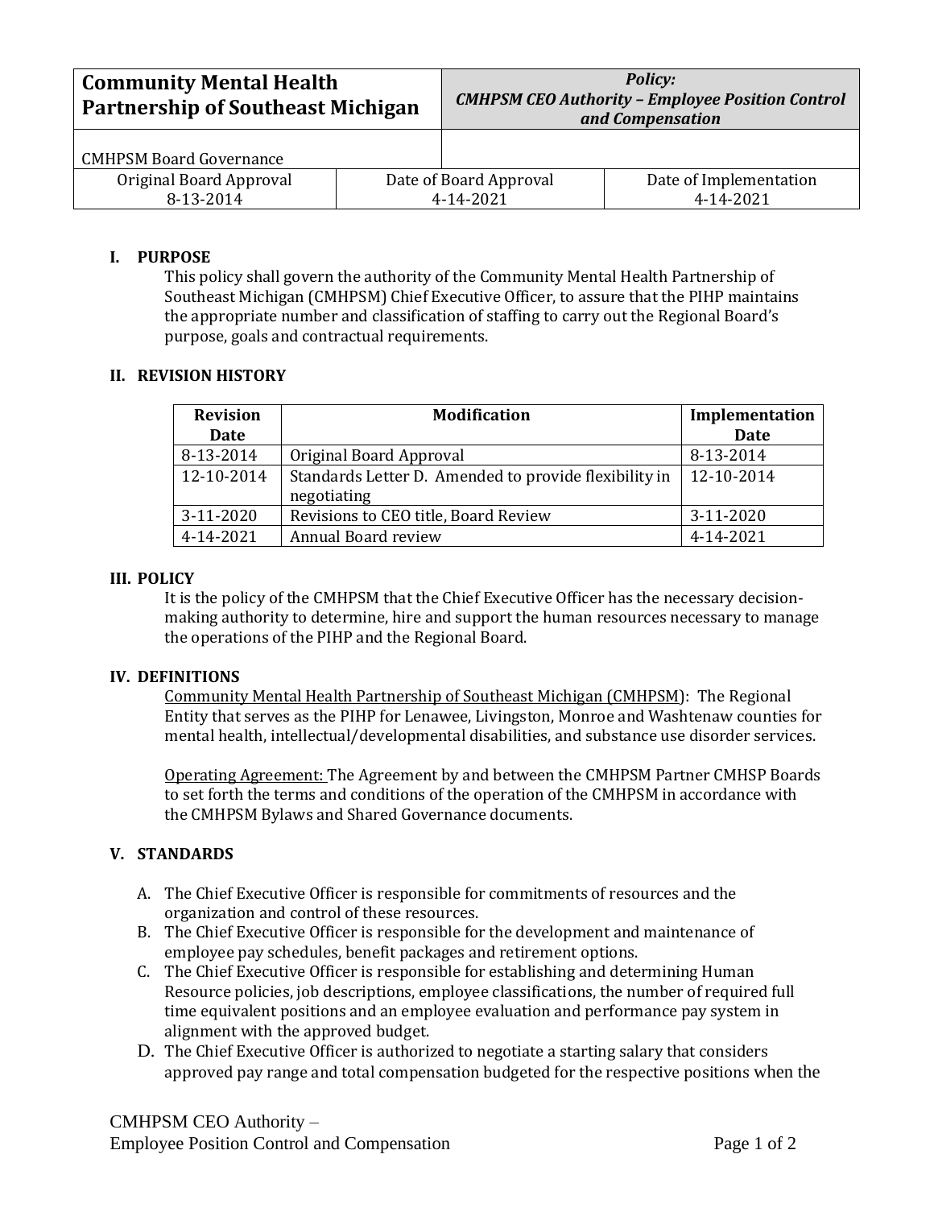| **Community Mental Health Partnership of Southeast Michigan** | | ***Policy: CMHPSM CEO Authority – Employee Position Control and Compensation*** |
|---|---|---|
| CMHPSM Board Governance | | |
| Original Board Approval 8-13-2014 | Date of Board Approval 4-14-2021 | Date of Implementation 4-14-2021 |

## I. PURPOSE

This policy shall govern the authority of the Community Mental Health Partnership of Southeast Michigan (CMHPSM) Chief Executive Officer, to assure that the PIHP maintains the appropriate number and classification of staffing to carry out the Regional Board's purpose, goals and contractual requirements.

## II. REVISION HISTORY

| Revision Date | Modification | Implementation Date |
|---|---|---|
| 8-13-2014 | Original Board Approval | 8-13-2014 |
| 12-10-2014 | Standards Letter D. Amended to provide flexibility in negotiating | 12-10-2014 |
| 3-11-2020 | Revisions to CEO title, Board Review | 3-11-2020 |
| 4-14-2021 | Annual Board review | 4-14-2021 |

## III. POLICY

It is the policy of the CMHPSM that the Chief Executive Officer has the necessary decision-making authority to determine, hire and support the human resources necessary to manage the operations of the PIHP and the Regional Board.

## IV. DEFINITIONS

Community Mental Health Partnership of Southeast Michigan (CMHPSM): The Regional Entity that serves as the PIHP for Lenawee, Livingston, Monroe and Washtenaw counties for mental health, intellectual/developmental disabilities, and substance use disorder services.

Operating Agreement: The Agreement by and between the CMHPSM Partner CMHSP Boards to set forth the terms and conditions of the operation of the CMHPSM in accordance with the CMHPSM Bylaws and Shared Governance documents.

## V. STANDARDS

A. The Chief Executive Officer is responsible for commitments of resources and the organization and control of these resources.
B. The Chief Executive Officer is responsible for the development and maintenance of employee pay schedules, benefit packages and retirement options.
C. The Chief Executive Officer is responsible for establishing and determining Human Resource policies, job descriptions, employee classifications, the number of required full time equivalent positions and an employee evaluation and performance pay system in alignment with the approved budget.
D. The Chief Executive Officer is authorized to negotiate a starting salary that considers approved pay range and total compensation budgeted for the respective positions when the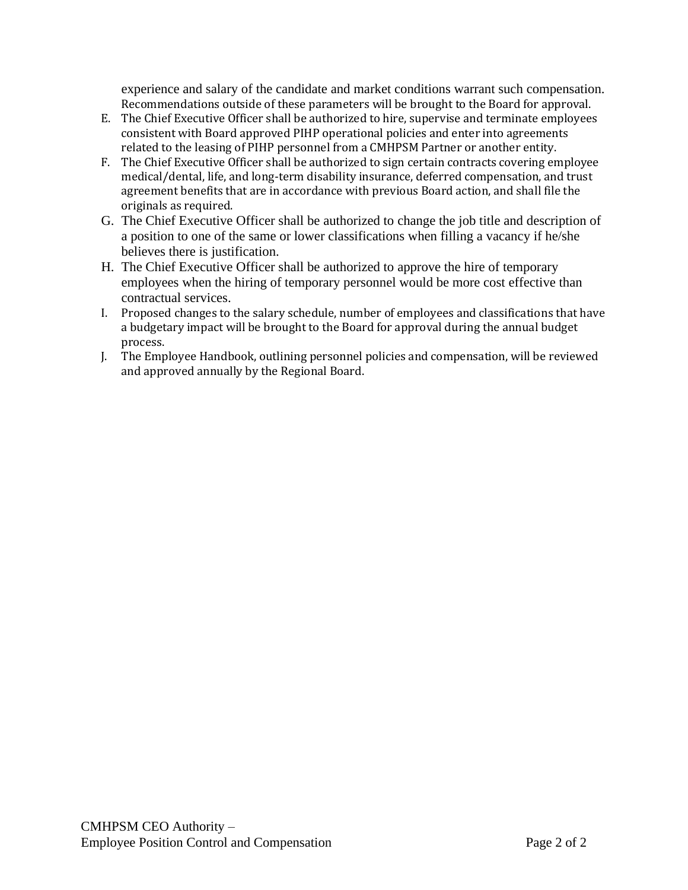experience and salary of the candidate and market conditions warrant such compensation. Recommendations outside of these parameters will be brought to the Board for approval.

E. The Chief Executive Officer shall be authorized to hire, supervise and terminate employees consistent with Board approved PIHP operational policies and enter into agreements related to the leasing of PIHP personnel from a CMHPSM Partner or another entity.
F. The Chief Executive Officer shall be authorized to sign certain contracts covering employee medical/dental, life, and long-term disability insurance, deferred compensation, and trust agreement benefits that are in accordance with previous Board action, and shall file the originals as required.
G. The Chief Executive Officer shall be authorized to change the job title and description of a position to one of the same or lower classifications when filling a vacancy if he/she believes there is justification.
H. The Chief Executive Officer shall be authorized to approve the hire of temporary employees when the hiring of temporary personnel would be more cost effective than contractual services.
I. Proposed changes to the salary schedule, number of employees and classifications that have a budgetary impact will be brought to the Board for approval during the annual budget process.
J. The Employee Handbook, outlining personnel policies and compensation, will be reviewed and approved annually by the Regional Board.